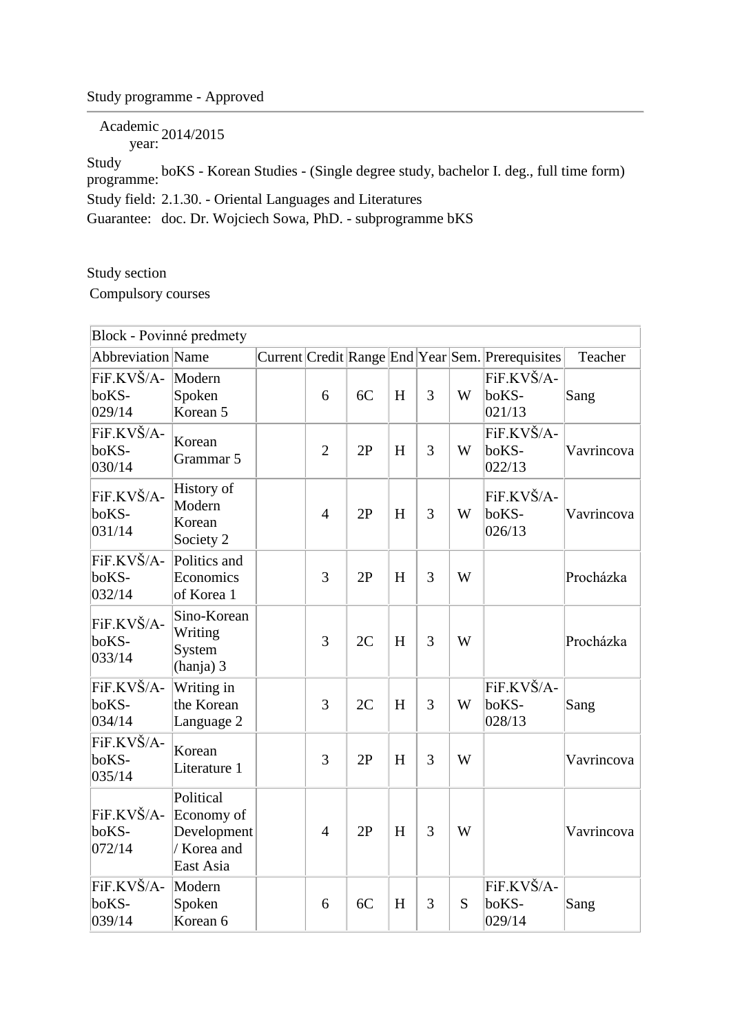Study programme - Approved

| | |
|---|---|
| Academic year: | 2014/2015 |
| Study programme: | boKS - Korean Studies - (Single degree study, bachelor I. deg., full time form) |
| Study field: | 2.1.30. - Oriental Languages and Literatures |
| Guarantee: | doc. Dr. Wojciech Sowa, PhD. - subprogramme bKS |

Study section

Compulsory courses

| Block - Povinné predmety | | | | | | | | | |
|---|---|---|---|---|---|---|---|---|---|
| Abbreviation | Name | Current | Credit | Range | End | Year | Sem. | Prerequisites | Teacher |
| FiF.KVŠ/A-boKS-029/14 | Modern Spoken Korean 5 | | 6 | 6C | H | 3 | W | FiF.KVŠ/A-boKS-021/13 | Sang |
| FiF.KVŠ/A-boKS-030/14 | Korean Grammar 5 | | 2 | 2P | H | 3 | W | FiF.KVŠ/A-boKS-022/13 | Vavrincova |
| FiF.KVŠ/A-boKS-031/14 | History of Modern Korean Society 2 | | 4 | 2P | H | 3 | W | FiF.KVŠ/A-boKS-026/13 | Vavrincova |
| FiF.KVŠ/A-boKS-032/14 | Politics and Economics of Korea 1 | | 3 | 2P | H | 3 | W | | Procházka |
| FiF.KVŠ/A-boKS-033/14 | Sino-Korean Writing System (hanja) 3 | | 3 | 2C | H | 3 | W | | Procházka |
| FiF.KVŠ/A-boKS-034/14 | Writing in the Korean Language 2 | | 3 | 2C | H | 3 | W | FiF.KVŠ/A-boKS-028/13 | Sang |
| FiF.KVŠ/A-boKS-035/14 | Korean Literature 1 | | 3 | 2P | H | 3 | W | | Vavrincova |
| FiF.KVŠ/A-boKS-072/14 | Political Economy of Development / Korea and East Asia | | 4 | 2P | H | 3 | W | | Vavrincova |
| FiF.KVŠ/A-boKS-039/14 | Modern Spoken Korean 6 | | 6 | 6C | H | 3 | S | FiF.KVŠ/A-boKS-029/14 | Sang |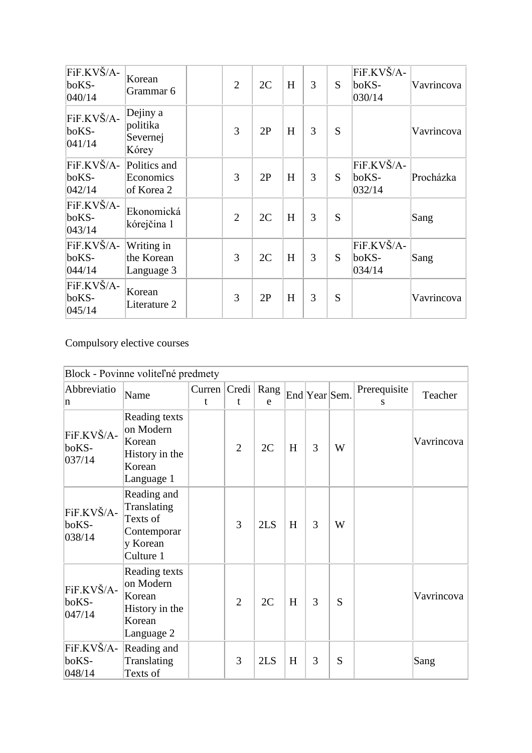| | | | | | | | | | |
|---|---|---|---|---|---|---|---|---|---|
| FiF.KVŠ/A-boKS-040/14 | Korean Grammar 6 | | 2 | 2C | H | 3 | S | FiF.KVŠ/A-boKS-030/14 | Vavrincova |
| FiF.KVŠ/A-boKS-041/14 | Dejiny a politika Severnej Kórey | | 3 | 2P | H | 3 | S | | Vavrincova |
| FiF.KVŠ/A-boKS-042/14 | Politics and Economics of Korea 2 | | 3 | 2P | H | 3 | S | FiF.KVŠ/A-boKS-032/14 | Procházka |
| FiF.KVŠ/A-boKS-043/14 | Ekonomická kórejčina 1 | | 2 | 2C | H | 3 | S | | Sang |
| FiF.KVŠ/A-boKS-044/14 | Writing in the Korean Language 3 | | 3 | 2C | H | 3 | S | FiF.KVŠ/A-boKS-034/14 | Sang |
| FiF.KVŠ/A-boKS-045/14 | Korean Literature 2 | | 3 | 2P | H | 3 | S | | Vavrincova |

Compulsory elective courses

| Block - Povinne voliteľné predmety | | | | | | | | | |
|---|---|---|---|---|---|---|---|---|---|
| Abbreviation | Name | Current | Credit | Range | End | Year | Sem. | Prerequisites | Teacher |
| FiF.KVŠ/A-boKS-037/14 | Reading texts on Modern Korean History in the Korean Language 1 | | 2 | 2C | H | 3 | W | | Vavrincova |
| FiF.KVŠ/A-boKS-038/14 | Reading and Translating Texts of Contemporary Korean Culture 1 | | 3 | 2LS | H | 3 | W | | |
| FiF.KVŠ/A-boKS-047/14 | Reading texts on Modern Korean History in the Korean Language 2 | | 2 | 2C | H | 3 | S | | Vavrincova |
| FiF.KVŠ/A-boKS-048/14 | Reading and Translating Texts of | | 3 | 2LS | H | 3 | S | | Sang |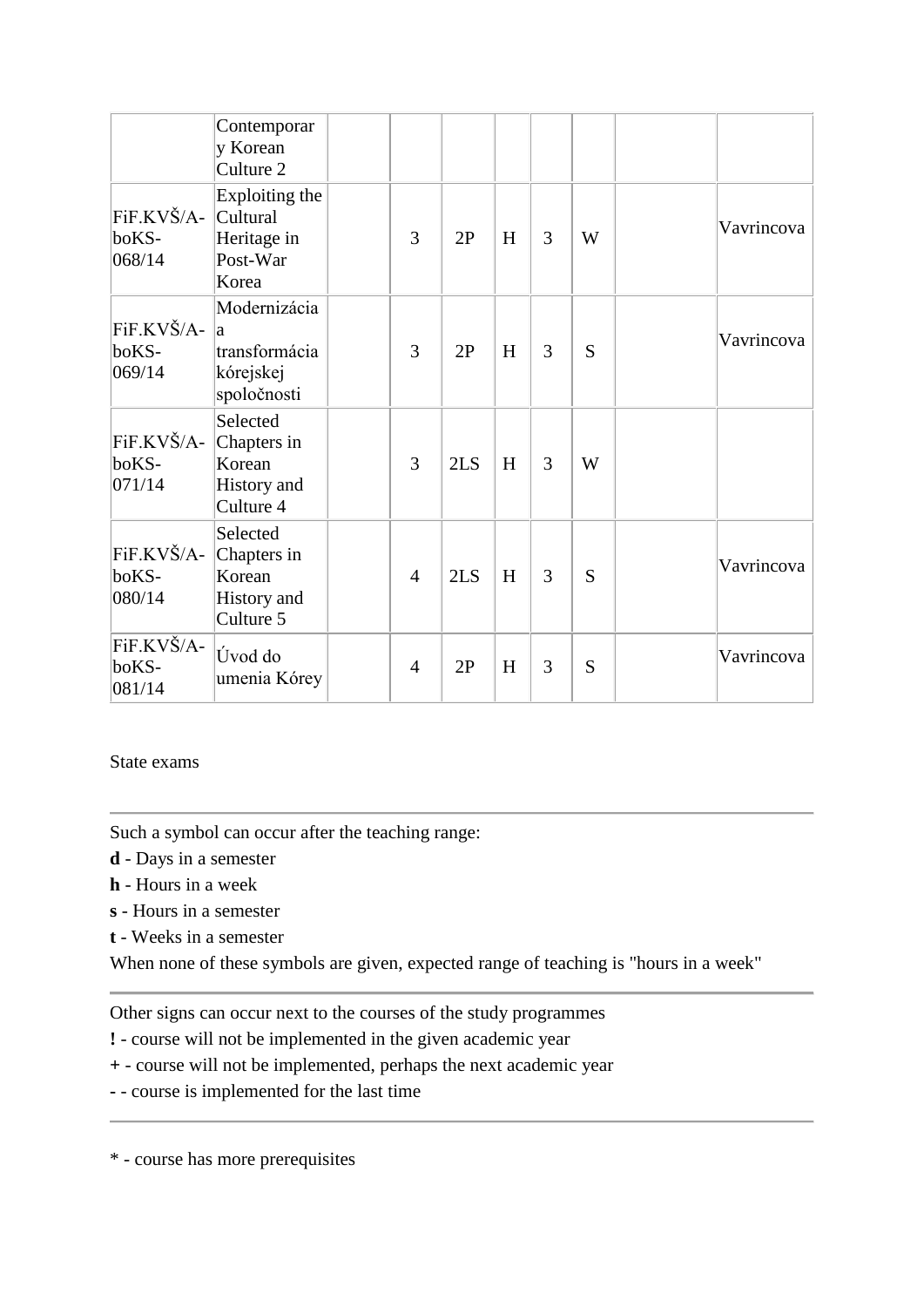| | | | | | | | | | |
|---|---|---|---|---|---|---|---|---|---|
| | Contemporary Korean Culture 2 | | | | | | | | |
| FiF.KVŠ/A-boKS-068/14 | Exploiting the Cultural Heritage in Post-War Korea | | 3 | 2P | H | 3 | W | | Vavrincova |
| FiF.KVŠ/A-boKS-069/14 | Modernizácia a transformácia kórejskej spoločnosti | | 3 | 2P | H | 3 | S | | Vavrincova |
| FiF.KVŠ/A-boKS-071/14 | Selected Chapters in Korean History and Culture 4 | | 3 | 2LS | H | 3 | W | | |
| FiF.KVŠ/A-boKS-080/14 | Selected Chapters in Korean History and Culture 5 | | 4 | 2LS | H | 3 | S | | Vavrincova |
| FiF.KVŠ/A-boKS-081/14 | Úvod do umenia Kórey | | 4 | 2P | H | 3 | S | | Vavrincova |

State exams

---

Such a symbol can occur after the teaching range:

**d** - Days in a semester

**h** - Hours in a week

**s** - Hours in a semester

**t** - Weeks in a semester

When none of these symbols are given, expected range of teaching is "hours in a week"

---

Other signs can occur next to the courses of the study programmes

**!** - course will not be implemented in the given academic year

**+** - course will not be implemented, perhaps the next academic year

**-** - course is implemented for the last time

---

\* - course has more prerequisites